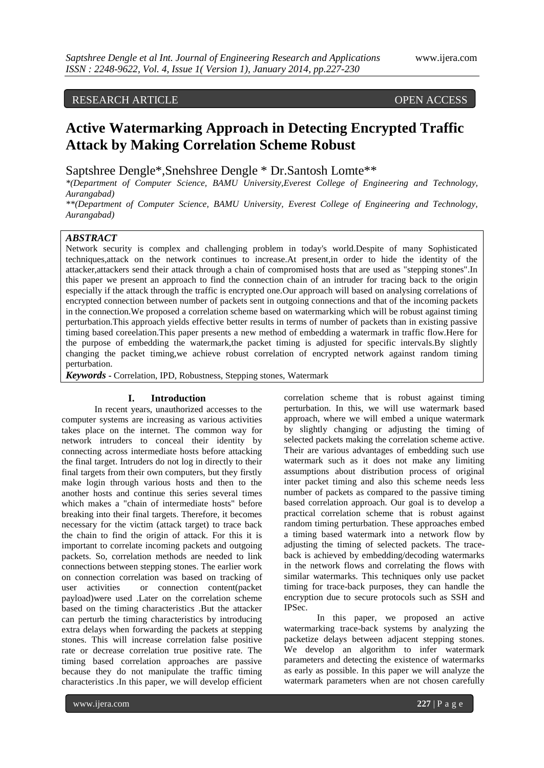RESEARCH ARTICLE OPEN ACCESS

# Active Watermarking Approach in Detecting Encrypted Traffic Attack by Making Correlation Scheme Robust

Saptshree Dengle*,Snehshree Dengle * Dr.Santosh Lomte**

*(Department of Computer Science, BAMU University,Everest College of Engineering and Technology, Aurangabad)

**(Department of Computer Science, BAMU University, Everest College of Engineering and Technology, Aurangabad)

### *ABSTRACT*

Network security is complex and challenging problem in today's world.Despite of many Sophisticated techniques,attack on the network continues to increase.At present,in order to hide the identity of the attacker,attackers send their attack through a chain of compromised hosts that are used as "stepping stones".In this paper we present an approach to find the connection chain of an intruder for tracing back to the origin especially if the attack through the traffic is encrypted one.Our approach will based on analysing correlations of encrypted connection between number of packets sent in outgoing connections and that of the incoming packets in the connection.We proposed a correlation scheme based on watermarking which will be robust against timing perturbation.This approach yields effective better results in terms of number of packets than in existing passive timing based coreelation.This paper presents a new method of embedding a watermark in traffic flow.Here for the purpose of embedding the watermark,the packet timing is adjusted for specific intervals.By slightly changing the packet timing,we achieve robust correlation of encrypted network against random timing perturbation.

***Keywords*** - Correlation, IPD, Robustness, Stepping stones, Watermark

## I. Introduction

In recent years, unauthorized accesses to the computer systems are increasing as various activities takes place on the internet. The common way for network intruders to conceal their identity by connecting across intermediate hosts before attacking the final target. Intruders do not log in directly to their final targets from their own computers, but they firstly make login through various hosts and then to the another hosts and continue this series several times which makes a "chain of intermediate hosts" before breaking into their final targets. Therefore, it becomes necessary for the victim (attack target) to trace back the chain to find the origin of attack. For this it is important to correlate incoming packets and outgoing packets. So, correlation methods are needed to link connections between stepping stones. The earlier work on connection correlation was based on tracking of user activities or connection content(packet payload)were used .Later on the correlation scheme based on the timing characteristics .But the attacker can perturb the timing characteristics by introducing extra delays when forwarding the packets at stepping stones. This will increase correlation false positive rate or decrease correlation true positive rate. The timing based correlation approaches are passive because they do not manipulate the traffic timing characteristics .In this paper, we will develop efficient correlation scheme that is robust against timing perturbation. In this, we will use watermark based approach, where we will embed a unique watermark by slightly changing or adjusting the timing of selected packets making the correlation scheme active. Their are various advantages of embedding such use watermark such as it does not make any limiting assumptions about distribution process of original inter packet timing and also this scheme needs less number of packets as compared to the passive timing based correlation approach. Our goal is to develop a practical correlation scheme that is robust against random timing perturbation. These approaches embed a timing based watermark into a network flow by adjusting the timing of selected packets. The trace-back is achieved by embedding/decoding watermarks in the network flows and correlating the flows with similar watermarks. This techniques only use packet timing for trace-back purposes, they can handle the encryption due to secure protocols such as SSH and IPSec.

In this paper, we proposed an active watermarking trace-back systems by analyzing the packetize delays between adjacent stepping stones. We develop an algorithm to infer watermark parameters and detecting the existence of watermarks as early as possible. In this paper we will analyze the watermark parameters when are not chosen carefully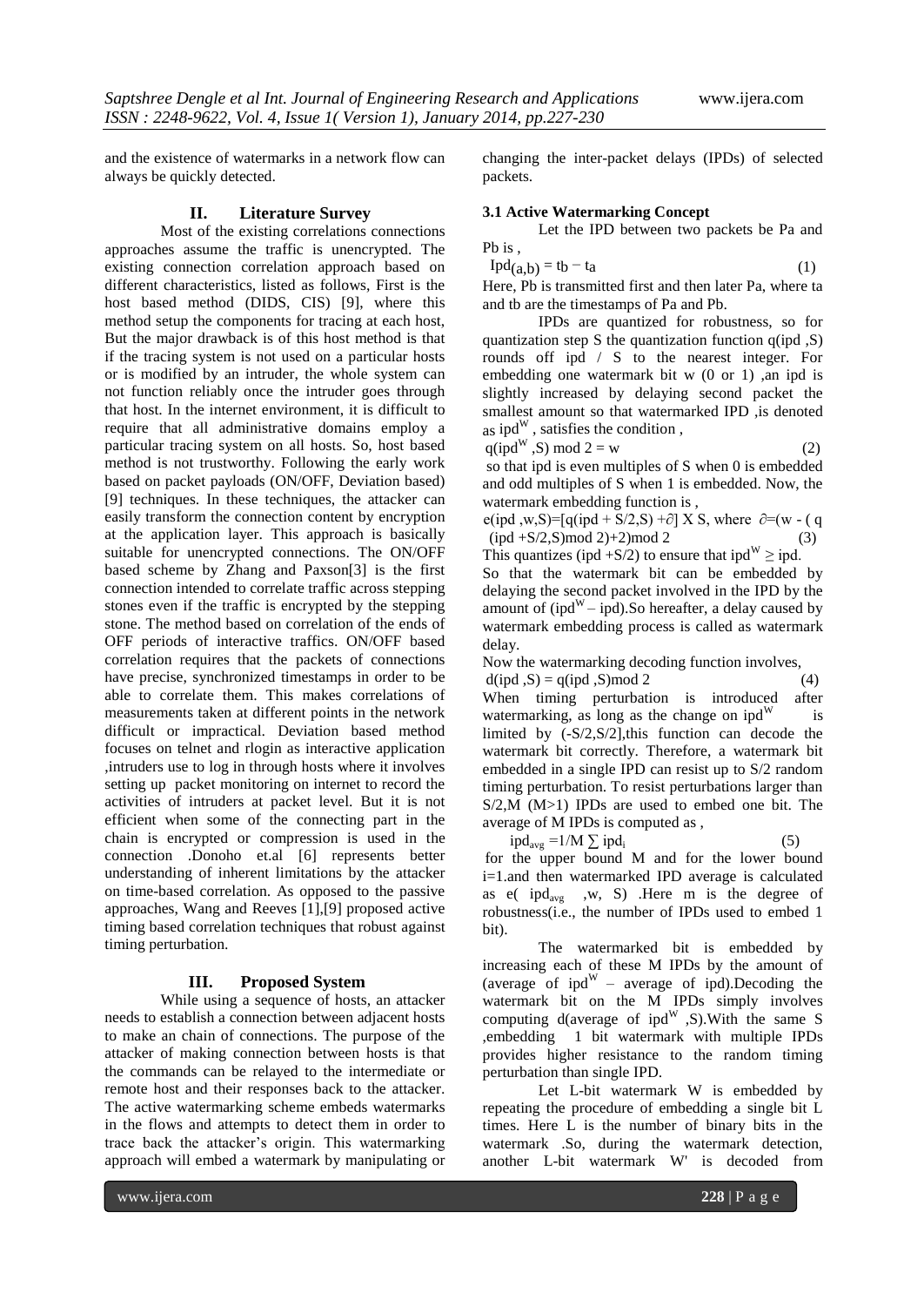and the existence of watermarks in a network flow can always be quickly detected.

## II. Literature Survey

Most of the existing correlations connections approaches assume the traffic is unencrypted. The existing connection correlation approach based on different characteristics, listed as follows, First is the host based method (DIDS, CIS) [9], where this method setup the components for tracing at each host, But the major drawback is of this host method is that if the tracing system is not used on a particular hosts or is modified by an intruder, the whole system can not function reliably once the intruder goes through that host. In the internet environment, it is difficult to require that all administrative domains employ a particular tracing system on all hosts. So, host based method is not trustworthy. Following the early work based on packet payloads (ON/OFF, Deviation based) [9] techniques. In these techniques, the attacker can easily transform the connection content by encryption at the application layer. This approach is basically suitable for unencrypted connections. The ON/OFF based scheme by Zhang and Paxson[3] is the first connection intended to correlate traffic across stepping stones even if the traffic is encrypted by the stepping stone. The method based on correlation of the ends of OFF periods of interactive traffics. ON/OFF based correlation requires that the packets of connections have precise, synchronized timestamps in order to be able to correlate them. This makes correlations of measurements taken at different points in the network difficult or impractical. Deviation based method focuses on telnet and rlogin as interactive application ,intruders use to log in through hosts where it involves setting up packet monitoring on internet to record the activities of intruders at packet level. But it is not efficient when some of the connecting part in the chain is encrypted or compression is used in the connection .Donoho et.al [6] represents better understanding of inherent limitations by the attacker on time-based correlation. As opposed to the passive approaches, Wang and Reeves [1],[9] proposed active timing based correlation techniques that robust against timing perturbation.

## III. Proposed System

While using a sequence of hosts, an attacker needs to establish a connection between adjacent hosts to make an chain of connections. The purpose of the attacker of making connection between hosts is that the commands can be relayed to the intermediate or remote host and their responses back to the attacker. The active watermarking scheme embeds watermarks in the flows and attempts to detect them in order to trace back the attacker's origin. This watermarking approach will embed a watermark by manipulating or changing the inter-packet delays (IPDs) of selected packets.

### 3.1 Active Watermarking Concept

Let the IPD between two packets be Pa and Pb is ,

$$Ipd_{(a,b)} = tb - ta \tag{1}$$

Here, Pb is transmitted first and then later Pa, where ta and tb are the timestamps of Pa and Pb.

IPDs are quantized for robustness, so for quantization step S the quantization function q(ipd ,S) rounds off ipd / S to the nearest integer. For embedding one watermark bit w (0 or 1) ,an ipd is slightly increased by delaying second packet the smallest amount so that watermarked IPD ,is denoted as $ipd^W$ , satisfies the condition ,

$$q(ipd^W ,S) \bmod 2 = w \tag{2}$$

so that ipd is even multiples of S when 0 is embedded and odd multiples of S when 1 is embedded. Now, the watermark embedding function is ,

$$e(ipd ,w,S)=[q(ipd + S/2,S) +\partial] \times S, \text{ where } \partial=(w - ( q (ipd +S/2,S) \bmod 2)+2) \bmod 2 \tag{3}$$

This quantizes (ipd +S/2) to ensure that $ipd^W \geq ipd$.

So that the watermark bit can be embedded by delaying the second packet involved in the IPD by the amount of ($ipd^W$ – ipd).So hereafter, a delay caused by watermark embedding process is called as watermark delay.

Now the watermarking decoding function involves,

$$d(ipd ,S) = q(ipd ,S) \bmod 2 \tag{4}$$

When timing perturbation is introduced after watermarking, as long as the change on $ipd^W$ is limited by (-S/2,S/2],this function can decode the watermark bit correctly. Therefore, a watermark bit embedded in a single IPD can resist up to S/2 random timing perturbation. To resist perturbations larger than S/2,M (M>1) IPDs are used to embed one bit. The average of M IPDs is computed as ,

$$ipd_{avg} = 1/M \sum ipd_i \tag{5}$$

for the upper bound M and for the lower bound i=1.and then watermarked IPD average is calculated as e( $ipd_{avg}$ ,w, S) .Here m is the degree of robustness(i.e., the number of IPDs used to embed 1 bit).

The watermarked bit is embedded by increasing each of these M IPDs by the amount of (average of $ipd^W$ – average of ipd).Decoding the watermark bit on the M IPDs simply involves computing d(average of $ipd^W$ ,S).With the same S ,embedding 1 bit watermark with multiple IPDs provides higher resistance to the random timing perturbation than single IPD.

Let L-bit watermark W is embedded by repeating the procedure of embedding a single bit L times. Here L is the number of binary bits in the watermark .So, during the watermark detection, another L-bit watermark W' is decoded from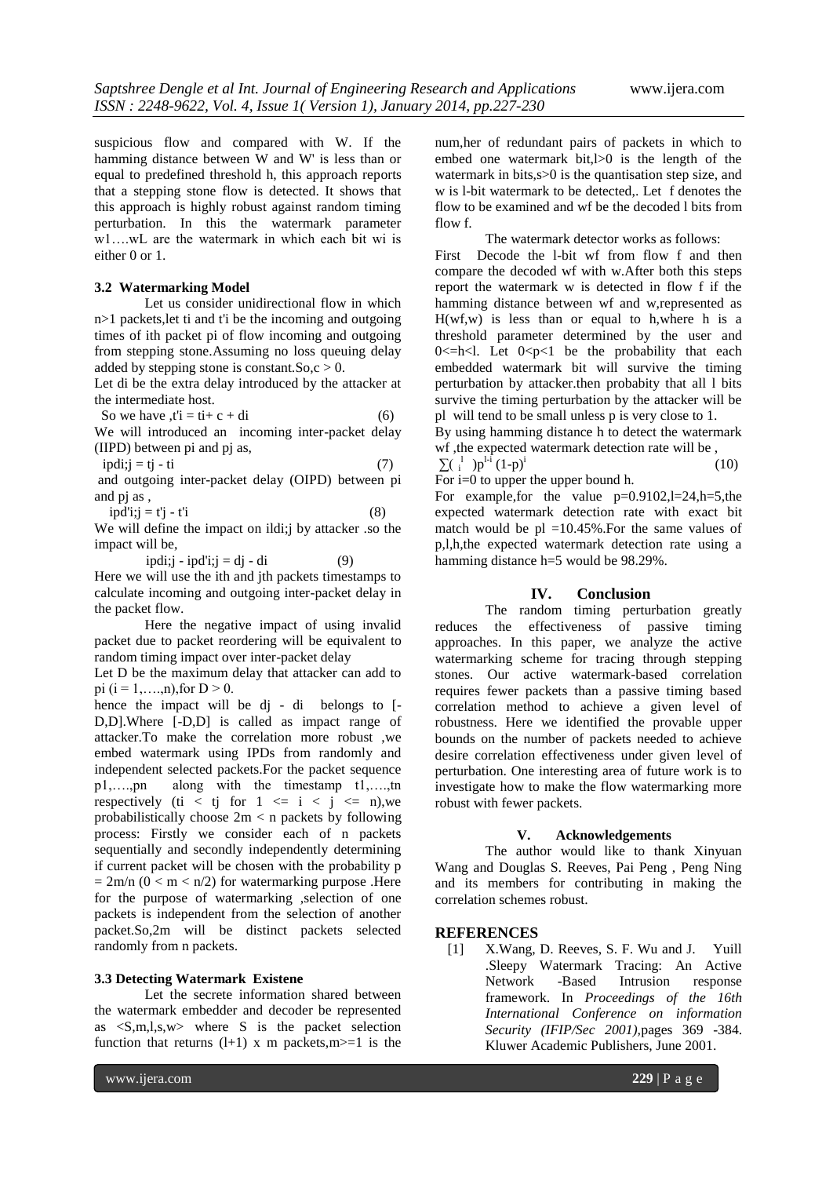suspicious flow and compared with W. If the hamming distance between W and W' is less than or equal to predefined threshold h, this approach reports that a stepping stone flow is detected. It shows that this approach is highly robust against random timing perturbation. In this the watermark parameter $w_1 \ldots w_L$ are the watermark in which each bit $w_i$ is either 0 or 1.

### 3.2 Watermarking Model

Let us consider unidirectional flow in which n>1 packets,let $t_i$ and $t'_i$ be the incoming and outgoing times of ith packet $p_i$ of flow incoming and outgoing from stepping stone.Assuming no loss queuing delay added by stepping stone is constant.So,$c > 0$.

Let $d_i$ be the extra delay introduced by the attacker at the intermediate host.

So we have ,$t'_i = t_i + c + d_i$ (6)

We will introduced an incoming inter-packet delay (IIPD) between $p_i$ and $p_j$ as,

$ipd_{i,j} = t_j - t_i$ (7)

and outgoing inter-packet delay (OIPD) between $p_i$ and $p_j$ as ,

$ipd'_{i,j} = t'_j - t'_i$ (8)

We will define the impact on $ild_{i,j}$ by attacker .so the impact will be,

$ipd_{i,j} - ipd'_{i,j} = d_j - d_i$ (9)

Here we will use the ith and jth packets timestamps to calculate incoming and outgoing inter-packet delay in the packet flow.

Here the negative impact of using invalid packet due to packet reordering will be equivalent to random timing impact over inter-packet delay

Let D be the maximum delay that attacker can add to $p_i$ ($i = 1,\ldots,n$),for $D > 0$.

hence the impact will be $d_j - d_i$ belongs to $[-D,D]$.Where $[-D,D]$ is called as impact range of attacker.To make the correlation more robust ,we embed watermark using IPDs from randomly and independent selected packets.For the packet sequence $p_1,\ldots,p_n$ along with the timestamp $t_1,\ldots,t_n$ respectively ($t_i < t_j$ for $1 <= i < j <= n$),we probabilistically choose $2m < n$ packets by following process: Firstly we consider each of n packets sequentially and secondly independently determining if current packet will be chosen with the probability $p = 2m/n$ ($0 < m < n/2$) for watermarking purpose .Here for the purpose of watermarking ,selection of one packets is independent from the selection of another packet.So,2m will be distinct packets selected randomly from n packets.

### 3.3 Detecting Watermark Existene

Let the secrete information shared between the watermark embedder and decoder be represented as $<S,m,l,s,w>$ where S is the packet selection function that returns $(l+1) \times m$ packets,$m>=1$ is the num,her of redundant pairs of packets in which to embed one watermark bit,$l>0$ is the length of the watermark in bits,$s>0$ is the quantisation step size, and w is l-bit watermark to be detected,. Let f denotes the flow to be examined and wf be the decoded l bits from flow f.

The watermark detector works as follows:

First Decode the l-bit wf from flow f and then compare the decoded wf with w.After both this steps report the watermark w is detected in flow f if the hamming distance between wf and w,represented as H(wf,w) is less than or equal to h,where h is a threshold parameter determined by the user and $0<=h<l$. Let $0<p<1$ be the probability that each embedded watermark bit will survive the timing perturbation by attacker.then probabity that all l bits survive the timing perturbation by the attacker will be $p^l$ will tend to be small unless p is very close to 1.

By using hamming distance h to detect the watermark wf ,the expected watermark detection rate will be ,

$\sum \binom{l}{i} p^{l-i} (1-p)^i$ (10)

For i=0 to upper the upper bound h.

For example,for the value $p=0.9102, l=24, h=5$,the expected watermark detection rate with exact bit match would be $p^l = 10.45\%$.For the same values of p,l,h,the expected watermark detection rate using a hamming distance h=5 would be 98.29%.

## IV. Conclusion

The random timing perturbation greatly reduces the effectiveness of passive timing approaches. In this paper, we analyze the active watermarking scheme for tracing through stepping stones. Our active watermark-based correlation requires fewer packets than a passive timing based correlation method to achieve a given level of robustness. Here we identified the provable upper bounds on the number of packets needed to achieve desire correlation effectiveness under given level of perturbation. One interesting area of future work is to investigate how to make the flow watermarking more robust with fewer packets.

## V. Acknowledgements

The author would like to thank Xinyuan Wang and Douglas S. Reeves, Pai Peng , Peng Ning and its members for contributing in making the correlation schemes robust.

## REFERENCES

[1] X.Wang, D. Reeves, S. F. Wu and J. Yuill .Sleepy Watermark Tracing: An Active Network -Based Intrusion response framework. In *Proceedings of the 16th International Conference on information Security (IFIP/Sec 2001)*,pages 369 -384. Kluwer Academic Publishers, June 2001.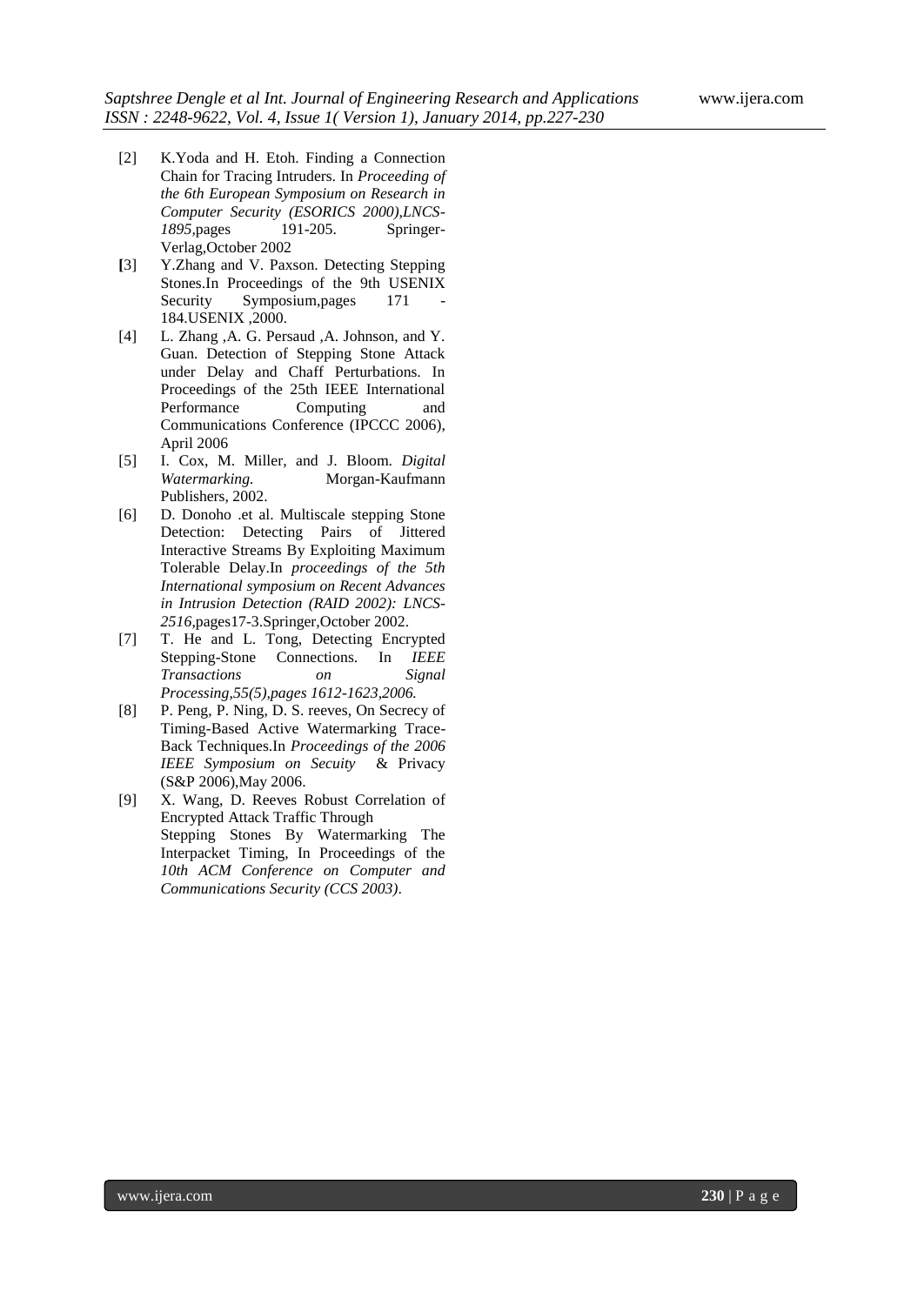[2] K.Yoda and H. Etoh. Finding a Connection Chain for Tracing Intruders. In *Proceeding of the 6th European Symposium on Research in Computer Security (ESORICS 2000),LNCS-1895*,pages 191-205. Springer-Verlag,October 2002

[3] Y.Zhang and V. Paxson. Detecting Stepping Stones.In Proceedings of the 9th USENIX Security Symposium,pages 171 - 184.USENIX ,2000.

[4] L. Zhang ,A. G. Persaud ,A. Johnson, and Y. Guan. Detection of Stepping Stone Attack under Delay and Chaff Perturbations. In Proceedings of the 25th IEEE International Performance Computing and Communications Conference (IPCCC 2006), April 2006

[5] I. Cox, M. Miller, and J. Bloom. *Digital Watermarking.* Morgan-Kaufmann Publishers, 2002.

[6] D. Donoho .et al. Multiscale stepping Stone Detection: Detecting Pairs of Jittered Interactive Streams By Exploiting Maximum Tolerable Delay.In *proceedings of the 5th International symposium on Recent Advances in Intrusion Detection (RAID 2002): LNCS-2516*,pages17-3.Springer,October 2002.

[7] T. He and L. Tong, Detecting Encrypted Stepping-Stone Connections. In *IEEE Transactions on Signal Processing,55(5),pages 1612-1623,2006.*

[8] P. Peng, P. Ning, D. S. reeves, On Secrecy of Timing-Based Active Watermarking Trace-Back Techniques.In *Proceedings of the 2006 IEEE Symposium on Secuity* & Privacy (S&P 2006),May 2006.

[9] X. Wang, D. Reeves Robust Correlation of Encrypted Attack Traffic Through Stepping Stones By Watermarking The Interpacket Timing, In Proceedings of the *10th ACM Conference on Computer and Communications Security (CCS 2003)*.